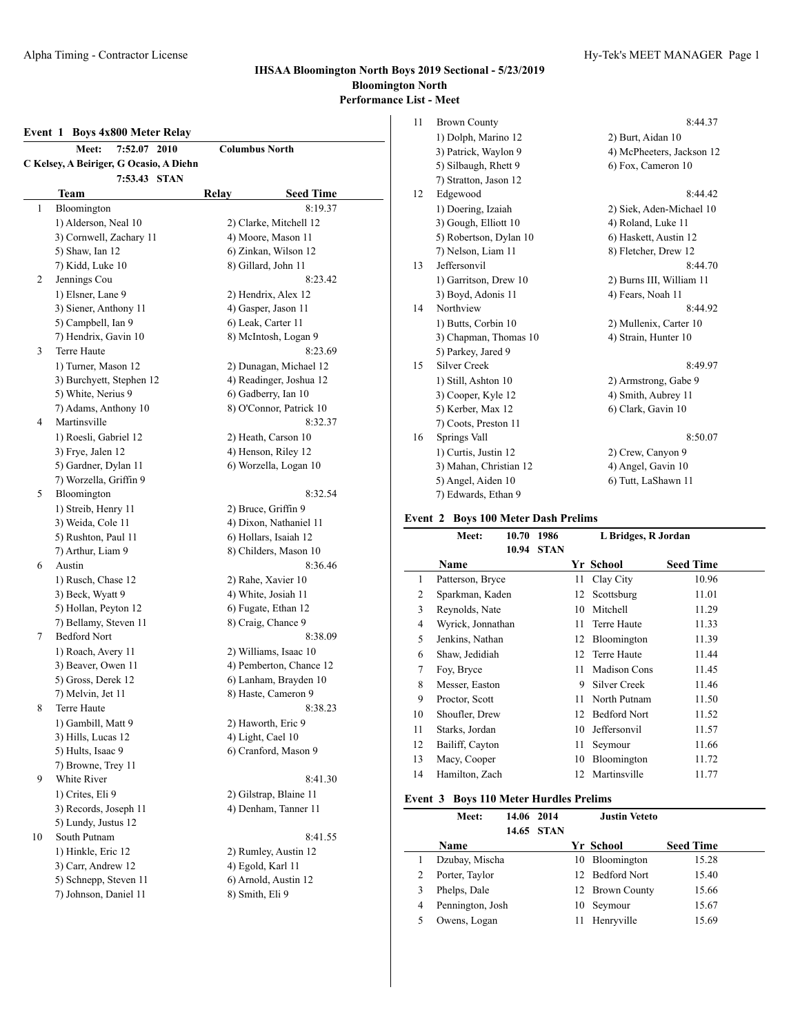# IHSAA Bloomington North Boys 2019 Sectional - 5/23/2019

**Bloomington North**

**Performance List - Meet**

### Event 1 Boys 4x800 Meter Relay

**Meet: 7:52.07 2010 Columbus North**
**C Kelsey, A Beiriger, G Ocasio, A Diehn**
**7:53.43 STAN**

| | Team | Relay | Seed Time |
|---|---|---|---|
| 1 | Bloomington | | 8:19.37 |
| | 1) Alderson, Neal 10 | 2) Clarke, Mitchell 12 | |
| | 3) Cornwell, Zachary 11 | 4) Moore, Mason 11 | |
| | 5) Shaw, Ian 12 | 6) Zinkan, Wilson 12 | |
| | 7) Kidd, Luke 10 | 8) Gillard, John 11 | |
| 2 | Jennings Cou | | 8:23.42 |
| | 1) Elsner, Lane 9 | 2) Hendrix, Alex 12 | |
| | 3) Siener, Anthony 11 | 4) Gasper, Jason 11 | |
| | 5) Campbell, Ian 9 | 6) Leak, Carter 11 | |
| | 7) Hendrix, Gavin 10 | 8) McIntosh, Logan 9 | |
| 3 | Terre Haute | | 8:23.69 |
| | 1) Turner, Mason 12 | 2) Dunagan, Michael 12 | |
| | 3) Burchyett, Stephen 12 | 4) Readinger, Joshua 12 | |
| | 5) White, Nerius 9 | 6) Gadberry, Ian 10 | |
| | 7) Adams, Anthony 10 | 8) O'Connor, Patrick 10 | |
| 4 | Martinsville | | 8:32.37 |
| | 1) Roesli, Gabriel 12 | 2) Heath, Carson 10 | |
| | 3) Frye, Jalen 12 | 4) Henson, Riley 12 | |
| | 5) Gardner, Dylan 11 | 6) Worzella, Logan 10 | |
| | 7) Worzella, Griffin 9 | | |
| 5 | Bloomington | | 8:32.54 |
| | 1) Streib, Henry 11 | 2) Bruce, Griffin 9 | |
| | 3) Weida, Cole 11 | 4) Dixon, Nathaniel 11 | |
| | 5) Rushton, Paul 11 | 6) Hollars, Isaiah 12 | |
| | 7) Arthur, Liam 9 | 8) Childers, Mason 10 | |
| 6 | Austin | | 8:36.46 |
| | 1) Rusch, Chase 12 | 2) Rahe, Xavier 10 | |
| | 3) Beck, Wyatt 9 | 4) White, Josiah 11 | |
| | 5) Hollan, Peyton 12 | 6) Fugate, Ethan 12 | |
| | 7) Bellamy, Steven 11 | 8) Craig, Chance 9 | |
| 7 | Bedford Nort | | 8:38.09 |
| | 1) Roach, Avery 11 | 2) Williams, Isaac 10 | |
| | 3) Beaver, Owen 11 | 4) Pemberton, Chance 12 | |
| | 5) Gross, Derek 12 | 6) Lanham, Brayden 10 | |
| | 7) Melvin, Jet 11 | 8) Haste, Cameron 9 | |
| 8 | Terre Haute | | 8:38.23 |
| | 1) Gambill, Matt 9 | 2) Haworth, Eric 9 | |
| | 3) Hills, Lucas 12 | 4) Light, Cael 10 | |
| | 5) Hults, Isaac 9 | 6) Cranford, Mason 9 | |
| | 7) Browne, Trey 11 | | |
| 9 | White River | | 8:41.30 |
| | 1) Crites, Eli 9 | 2) Gilstrap, Blaine 11 | |
| | 3) Records, Joseph 11 | 4) Denham, Tanner 11 | |
| | 5) Lundy, Justus 12 | | |
| 10 | South Putnam | | 8:41.55 |
| | 1) Hinkle, Eric 12 | 2) Rumley, Austin 12 | |
| | 3) Carr, Andrew 12 | 4) Egold, Karl 11 | |
| | 5) Schnepp, Steven 11 | 6) Arnold, Austin 12 | |
| | 7) Johnson, Daniel 11 | 8) Smith, Eli 9 | |
| 11 | Brown County | | 8:44.37 |
| | 1) Dolph, Marino 12 | 2) Burt, Aidan 10 | |
| | 3) Patrick, Waylon 9 | 4) McPheeters, Jackson 12 | |
| | 5) Silbaugh, Rhett 9 | 6) Fox, Cameron 10 | |
| | 7) Stratton, Jason 12 | | |
| 12 | Edgewood | | 8:44.42 |
| | 1) Doering, Izaiah | 2) Siek, Aden-Michael 10 | |
| | 3) Gough, Elliott 10 | 4) Roland, Luke 11 | |
| | 5) Robertson, Dylan 10 | 6) Haskett, Austin 12 | |
| | 7) Nelson, Liam 11 | 8) Fletcher, Drew 12 | |
| 13 | Jeffersonvil | | 8:44.70 |
| | 1) Garritson, Drew 10 | 2) Burns III, William 11 | |
| | 3) Boyd, Adonis 11 | 4) Fears, Noah 11 | |
| 14 | Northview | | 8:44.92 |
| | 1) Butts, Corbin 10 | 2) Mullenix, Carter 10 | |
| | 3) Chapman, Thomas 10 | 4) Strain, Hunter 10 | |
| | 5) Parkey, Jared 9 | | |
| 15 | Silver Creek | | 8:49.97 |
| | 1) Still, Ashton 10 | 2) Armstrong, Gabe 9 | |
| | 3) Cooper, Kyle 12 | 4) Smith, Aubrey 11 | |
| | 5) Kerber, Max 12 | 6) Clark, Gavin 10 | |
| | 7) Coots, Preston 11 | | |
| 16 | Springs Vall | | 8:50.07 |
| | 1) Curtis, Justin 12 | 2) Crew, Canyon 9 | |
| | 3) Mahan, Christian 12 | 4) Angel, Gavin 10 | |
| | 5) Angel, Aiden 10 | 6) Tutt, LaShawn 11 | |
| | 7) Edwards, Ethan 9 | | |

### Event 2 Boys 100 Meter Dash Prelims

**Meet: 10.70 1986 L Bridges, R Jordan**
**10.94 STAN**

| | Name | Yr | School | Seed Time |
|---|---|---|---|---|
| 1 | Patterson, Bryce | 11 | Clay City | 10.96 |
| 2 | Sparkman, Kaden | 12 | Scottsburg | 11.01 |
| 3 | Reynolds, Nate | 10 | Mitchell | 11.29 |
| 4 | Wyrick, Jonnathan | 11 | Terre Haute | 11.33 |
| 5 | Jenkins, Nathan | 12 | Bloomington | 11.39 |
| 6 | Shaw, Jedidiah | 12 | Terre Haute | 11.44 |
| 7 | Foy, Bryce | 11 | Madison Cons | 11.45 |
| 8 | Messer, Easton | 9 | Silver Creek | 11.46 |
| 9 | Proctor, Scott | 11 | North Putnam | 11.50 |
| 10 | Shoufler, Drew | 12 | Bedford Nort | 11.52 |
| 11 | Starks, Jordan | 10 | Jeffersonvil | 11.57 |
| 12 | Bailiff, Cayton | 11 | Seymour | 11.66 |
| 13 | Macy, Cooper | 10 | Bloomington | 11.72 |
| 14 | Hamilton, Zach | 12 | Martinsville | 11.77 |

### Event 3 Boys 110 Meter Hurdles Prelims

**Meet: 14.06 2014 Justin Veteto**
**14.65 STAN**

| | Name | Yr | School | Seed Time |
|---|---|---|---|---|
| 1 | Dzubay, Mischa | 10 | Bloomington | 15.28 |
| 2 | Porter, Taylor | 12 | Bedford Nort | 15.40 |
| 3 | Phelps, Dale | 12 | Brown County | 15.66 |
| 4 | Pennington, Josh | 10 | Seymour | 15.67 |
| 5 | Owens, Logan | 11 | Henryville | 15.69 |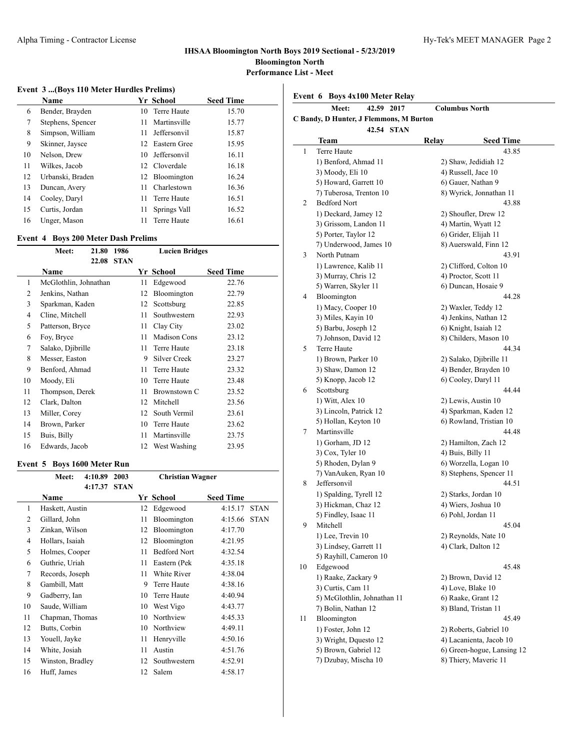# IHSAA Bloomington North Boys 2019 Sectional - 5/23/2019

**Bloomington North**

**Performance List - Meet**

### Event 3 ...(Boys 110 Meter Hurdles Prelims)

| | Name | Yr | School | Seed Time |
|---|---|---|---|---|
| 6 | Bender, Brayden | 10 | Terre Haute | 15.70 |
| 7 | Stephens, Spencer | 11 | Martinsville | 15.77 |
| 8 | Simpson, William | 11 | Jeffersonvil | 15.87 |
| 9 | Skinner, Jaysce | 12 | Eastern Gree | 15.95 |
| 10 | Nelson, Drew | 10 | Jeffersonvil | 16.11 |
| 11 | Wilkes, Jacob | 12 | Cloverdale | 16.18 |
| 12 | Urbanski, Braden | 12 | Bloomington | 16.24 |
| 13 | Duncan, Avery | 11 | Charlestown | 16.36 |
| 14 | Cooley, Daryl | 11 | Terre Haute | 16.51 |
| 15 | Curtis, Jordan | 11 | Springs Vall | 16.52 |
| 16 | Unger, Mason | 11 | Terre Haute | 16.61 |

### Event 4 Boys 200 Meter Dash Prelims

Meet: 21.80 1986 Lucien Bridges

22.08 STAN

| | Name | Yr | School | Seed Time |
|---|---|---|---|---|
| 1 | McGlothlin, Johnathan | 11 | Edgewood | 22.76 |
| 2 | Jenkins, Nathan | 12 | Bloomington | 22.79 |
| 3 | Sparkman, Kaden | 12 | Scottsburg | 22.85 |
| 4 | Cline, Mitchell | 11 | Southwestern | 22.93 |
| 5 | Patterson, Bryce | 11 | Clay City | 23.02 |
| 6 | Foy, Bryce | 11 | Madison Cons | 23.12 |
| 7 | Salako, Djibrille | 11 | Terre Haute | 23.18 |
| 8 | Messer, Easton | 9 | Silver Creek | 23.27 |
| 9 | Benford, Ahmad | 11 | Terre Haute | 23.32 |
| 10 | Moody, Eli | 10 | Terre Haute | 23.48 |
| 11 | Thompson, Derek | 11 | Brownstown C | 23.52 |
| 12 | Clark, Dalton | 12 | Mitchell | 23.56 |
| 13 | Miller, Corey | 12 | South Vermil | 23.61 |
| 14 | Brown, Parker | 10 | Terre Haute | 23.62 |
| 15 | Buis, Billy | 11 | Martinsville | 23.75 |
| 16 | Edwards, Jacob | 12 | West Washing | 23.95 |

### Event 5 Boys 1600 Meter Run

Meet: 4:10.89 2003 Christian Wagner

4:17.37 STAN

| | Name | Yr | School | Seed Time | |
|---|---|---|---|---|---|
| 1 | Haskett, Austin | 12 | Edgewood | 4:15.17 | STAN |
| 2 | Gillard, John | 11 | Bloomington | 4:15.66 | STAN |
| 3 | Zinkan, Wilson | 12 | Bloomington | 4:17.70 | |
| 4 | Hollars, Isaiah | 12 | Bloomington | 4:21.95 | |
| 5 | Holmes, Cooper | 11 | Bedford Nort | 4:32.54 | |
| 6 | Guthrie, Uriah | 11 | Eastern (Pek | 4:35.18 | |
| 7 | Records, Joseph | 11 | White River | 4:38.04 | |
| 8 | Gambill, Matt | 9 | Terre Haute | 4:38.16 | |
| 9 | Gadberry, Ian | 10 | Terre Haute | 4:40.94 | |
| 10 | Saude, William | 10 | West Vigo | 4:43.77 | |
| 11 | Chapman, Thomas | 10 | Northview | 4:45.33 | |
| 12 | Butts, Corbin | 10 | Northview | 4:49.11 | |
| 13 | Youell, Jayke | 11 | Henryville | 4:50.16 | |
| 14 | White, Josiah | 11 | Austin | 4:51.76 | |
| 15 | Winston, Bradley | 12 | Southwestern | 4:52.91 | |
| 16 | Huff, James | 12 | Salem | 4:58.17 | |

### Event 6 Boys 4x100 Meter Relay

Meet: 42.59 2017 Columbus North

C Bandy, D Hunter, J Flemmons, M Burton

42.54 STAN

| | Team | Relay | Seed Time |
|---|---|---|---|
| 1 | Terre Haute | | 43.85 |
| | 1) Benford, Ahmad 11 | 2) Shaw, Jedidiah 12 | |
| | 3) Moody, Eli 10 | 4) Russell, Jace 10 | |
| | 5) Howard, Garrett 10 | 6) Gauer, Nathan 9 | |
| | 7) Tuberosa, Trenton 10 | 8) Wyrick, Jonnathan 11 | |
| 2 | Bedford Nort | | 43.88 |
| | 1) Deckard, Jamey 12 | 2) Shoufler, Drew 12 | |
| | 3) Grissom, Landon 11 | 4) Martin, Wyatt 12 | |
| | 5) Porter, Taylor 12 | 6) Grider, Elijah 11 | |
| | 7) Underwood, James 10 | 8) Auerswald, Finn 12 | |
| 3 | North Putnam | | 43.91 |
| | 1) Lawrence, Kalib 11 | 2) Clifford, Colton 10 | |
| | 3) Murray, Chris 12 | 4) Proctor, Scott 11 | |
| | 5) Warren, Skyler 11 | 6) Duncan, Hosaie 9 | |
| 4 | Bloomington | | 44.28 |
| | 1) Macy, Cooper 10 | 2) Waxler, Teddy 12 | |
| | 3) Miles, Kayin 10 | 4) Jenkins, Nathan 12 | |
| | 5) Barbu, Joseph 12 | 6) Knight, Isaiah 12 | |
| | 7) Johnson, David 12 | 8) Childers, Mason 10 | |
| 5 | Terre Haute | | 44.34 |
| | 1) Brown, Parker 10 | 2) Salako, Djibrille 11 | |
| | 3) Shaw, Damon 12 | 4) Bender, Brayden 10 | |
| | 5) Knopp, Jacob 12 | 6) Cooley, Daryl 11 | |
| 6 | Scottsburg | | 44.44 |
| | 1) Witt, Alex 10 | 2) Lewis, Austin 10 | |
| | 3) Lincoln, Patrick 12 | 4) Sparkman, Kaden 12 | |
| | 5) Hollan, Keyton 10 | 6) Rowland, Tristian 10 | |
| 7 | Martinsville | | 44.48 |
| | 1) Gorham, JD 12 | 2) Hamilton, Zach 12 | |
| | 3) Cox, Tyler 10 | 4) Buis, Billy 11 | |
| | 5) Rhoden, Dylan 9 | 6) Worzella, Logan 10 | |
| | 7) VanAuken, Ryan 10 | 8) Stephens, Spencer 11 | |
| 8 | Jeffersonvil | | 44.51 |
| | 1) Spalding, Tyrell 12 | 2) Starks, Jordan 10 | |
| | 3) Hickman, Chaz 12 | 4) Wiers, Joshua 10 | |
| | 5) Findley, Isaac 11 | 6) Pohl, Jordan 11 | |
| 9 | Mitchell | | 45.04 |
| | 1) Lee, Trevin 10 | 2) Reynolds, Nate 10 | |
| | 3) Lindsey, Garrett 11 | 4) Clark, Dalton 12 | |
| | 5) Rayhill, Cameron 10 | | |
| 10 | Edgewood | | 45.48 |
| | 1) Raake, Zackary 9 | 2) Brown, David 12 | |
| | 3) Curtis, Cam 11 | 4) Love, Blake 10 | |
| | 5) McGlothlin, Johnathan 11 | 6) Raake, Grant 12 | |
| | 7) Bolin, Nathan 12 | 8) Bland, Tristan 11 | |
| 11 | Bloomington | | 45.49 |
| | 1) Foster, John 12 | 2) Roberts, Gabriel 10 | |
| | 3) Wright, Dquesto 12 | 4) Lacanienta, Jacob 10 | |
| | 5) Brown, Gabriel 12 | 6) Green-hogue, Lansing 12 | |
| | 7) Dzubay, Mischa 10 | 8) Thiery, Maveric 11 | |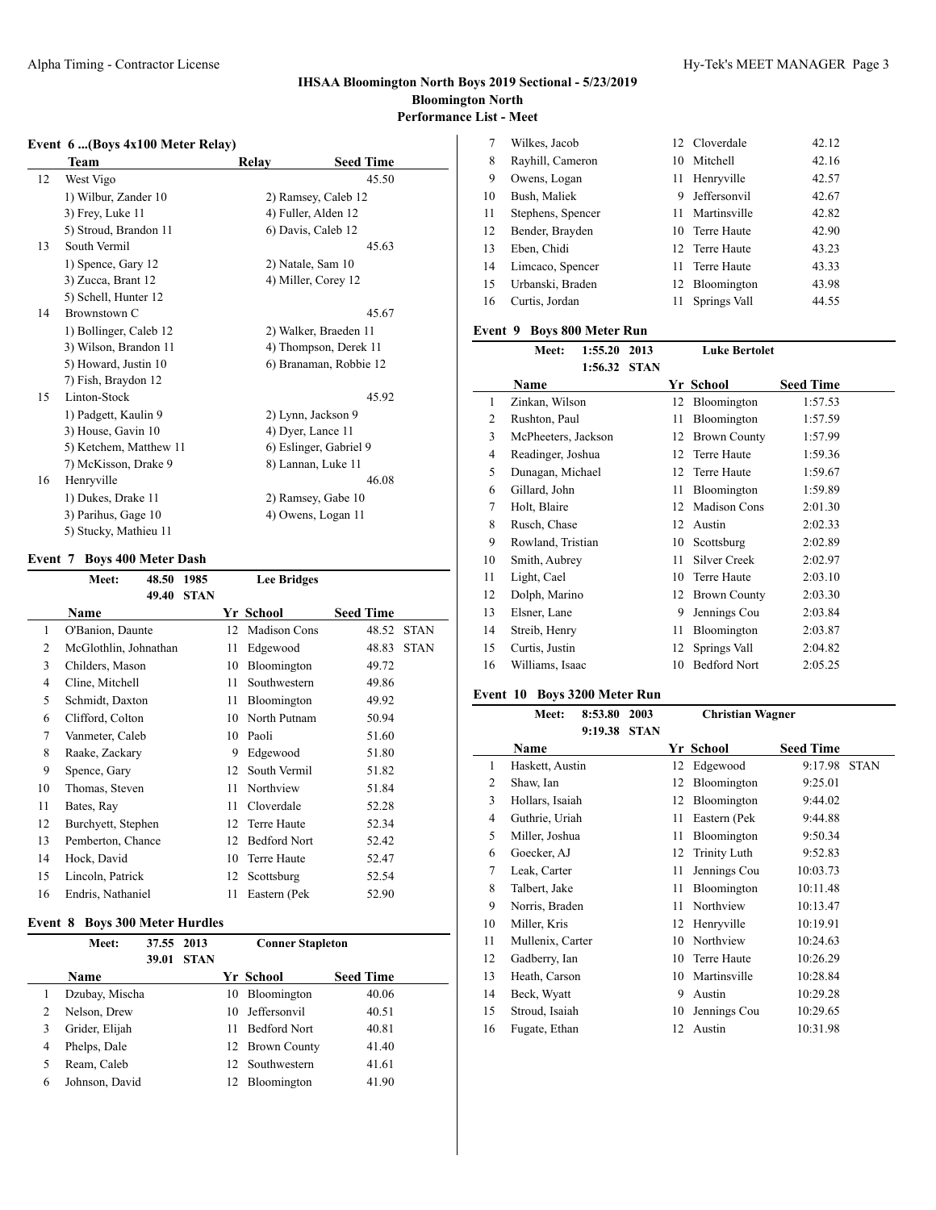# IHSAA Bloomington North Boys 2019 Sectional - 5/23/2019

## Bloomington North

### Performance List - Meet

#### Event 6 ...(Boys 4x100 Meter Relay)

| | Team | Relay | Seed Time |
|---|---|---|---|
| 12 | West Vigo | | 45.50 |
| | 1) Wilbur, Zander 10 | 2) Ramsey, Caleb 12 | |
| | 3) Frey, Luke 11 | 4) Fuller, Alden 12 | |
| | 5) Stroud, Brandon 11 | 6) Davis, Caleb 12 | |
| 13 | South Vermil | | 45.63 |
| | 1) Spence, Gary 12 | 2) Natale, Sam 10 | |
| | 3) Zucca, Brant 12 | 4) Miller, Corey 12 | |
| | 5) Schell, Hunter 12 | | |
| 14 | Brownstown C | | 45.67 |
| | 1) Bollinger, Caleb 12 | 2) Walker, Braeden 11 | |
| | 3) Wilson, Brandon 11 | 4) Thompson, Derek 11 | |
| | 5) Howard, Justin 10 | 6) Branaman, Robbie 12 | |
| | 7) Fish, Braydon 12 | | |
| 15 | Linton-Stock | | 45.92 |
| | 1) Padgett, Kaulin 9 | 2) Lynn, Jackson 9 | |
| | 3) House, Gavin 10 | 4) Dyer, Lance 11 | |
| | 5) Ketchem, Matthew 11 | 6) Eslinger, Gabriel 9 | |
| | 7) McKisson, Drake 9 | 8) Lannan, Luke 11 | |
| 16 | Henryville | | 46.08 |
| | 1) Dukes, Drake 11 | 2) Ramsey, Gabe 10 | |
| | 3) Parihus, Gage 10 | 4) Owens, Logan 11 | |
| | 5) Stucky, Mathieu 11 | | |

#### Event 7 Boys 400 Meter Dash

Meet: 48.50 1985 Lee Bridges
49.40 STAN

| | Name | Yr | School | Seed Time | |
|---|---|---|---|---|---|
| 1 | O'Banion, Daunte | 12 | Madison Cons | 48.52 | STAN |
| 2 | McGlothlin, Johnathan | 11 | Edgewood | 48.83 | STAN |
| 3 | Childers, Mason | 10 | Bloomington | 49.72 | |
| 4 | Cline, Mitchell | 11 | Southwestern | 49.86 | |
| 5 | Schmidt, Daxton | 11 | Bloomington | 49.92 | |
| 6 | Clifford, Colton | 10 | North Putnam | 50.94 | |
| 7 | Vanmeter, Caleb | 10 | Paoli | 51.60 | |
| 8 | Raake, Zackary | 9 | Edgewood | 51.80 | |
| 9 | Spence, Gary | 12 | South Vermil | 51.82 | |
| 10 | Thomas, Steven | 11 | Northview | 51.84 | |
| 11 | Bates, Ray | 11 | Cloverdale | 52.28 | |
| 12 | Burchyett, Stephen | 12 | Terre Haute | 52.34 | |
| 13 | Pemberton, Chance | 12 | Bedford Nort | 52.42 | |
| 14 | Hock, David | 10 | Terre Haute | 52.47 | |
| 15 | Lincoln, Patrick | 12 | Scottsburg | 52.54 | |
| 16 | Endris, Nathaniel | 11 | Eastern (Pek | 52.90 | |

#### Event 8 Boys 300 Meter Hurdles

Meet: 37.55 2013 Conner Stapleton
39.01 STAN

| | Name | Yr | School | Seed Time |
|---|---|---|---|---|
| 1 | Dzubay, Mischa | 10 | Bloomington | 40.06 |
| 2 | Nelson, Drew | 10 | Jeffersonvil | 40.51 |
| 3 | Grider, Elijah | 11 | Bedford Nort | 40.81 |
| 4 | Phelps, Dale | 12 | Brown County | 41.40 |
| 5 | Ream, Caleb | 12 | Southwestern | 41.61 |
| 6 | Johnson, David | 12 | Bloomington | 41.90 |
| 7 | Wilkes, Jacob | 12 | Cloverdale | 42.12 |
| 8 | Rayhill, Cameron | 10 | Mitchell | 42.16 |
| 9 | Owens, Logan | 11 | Henryville | 42.57 |
| 10 | Bush, Maliek | 9 | Jeffersonvil | 42.67 |
| 11 | Stephens, Spencer | 11 | Martinsville | 42.82 |
| 12 | Bender, Brayden | 10 | Terre Haute | 42.90 |
| 13 | Eben, Chidi | 12 | Terre Haute | 43.23 |
| 14 | Limcaco, Spencer | 11 | Terre Haute | 43.33 |
| 15 | Urbanski, Braden | 12 | Bloomington | 43.98 |
| 16 | Curtis, Jordan | 11 | Springs Vall | 44.55 |

#### Event 9 Boys 800 Meter Run

Meet: 1:55.20 2013 Luke Bertolet
1:56.32 STAN

| | Name | Yr | School | Seed Time |
|---|---|---|---|---|
| 1 | Zinkan, Wilson | 12 | Bloomington | 1:57.53 |
| 2 | Rushton, Paul | 11 | Bloomington | 1:57.59 |
| 3 | McPheeters, Jackson | 12 | Brown County | 1:57.99 |
| 4 | Readinger, Joshua | 12 | Terre Haute | 1:59.36 |
| 5 | Dunagan, Michael | 12 | Terre Haute | 1:59.67 |
| 6 | Gillard, John | 11 | Bloomington | 1:59.89 |
| 7 | Holt, Blaire | 12 | Madison Cons | 2:01.30 |
| 8 | Rusch, Chase | 12 | Austin | 2:02.33 |
| 9 | Rowland, Tristian | 10 | Scottsburg | 2:02.89 |
| 10 | Smith, Aubrey | 11 | Silver Creek | 2:02.97 |
| 11 | Light, Cael | 10 | Terre Haute | 2:03.10 |
| 12 | Dolph, Marino | 12 | Brown County | 2:03.30 |
| 13 | Elsner, Lane | 9 | Jennings Cou | 2:03.84 |
| 14 | Streib, Henry | 11 | Bloomington | 2:03.87 |
| 15 | Curtis, Justin | 12 | Springs Vall | 2:04.82 |
| 16 | Williams, Isaac | 10 | Bedford Nort | 2:05.25 |

#### Event 10 Boys 3200 Meter Run

Meet: 8:53.80 2003 Christian Wagner
9:19.38 STAN

| | Name | Yr | School | Seed Time | |
|---|---|---|---|---|---|
| 1 | Haskett, Austin | 12 | Edgewood | 9:17.98 | STAN |
| 2 | Shaw, Ian | 12 | Bloomington | 9:25.01 | |
| 3 | Hollars, Isaiah | 12 | Bloomington | 9:44.02 | |
| 4 | Guthrie, Uriah | 11 | Eastern (Pek | 9:44.88 | |
| 5 | Miller, Joshua | 11 | Bloomington | 9:50.34 | |
| 6 | Goecker, AJ | 12 | Trinity Luth | 9:52.83 | |
| 7 | Leak, Carter | 11 | Jennings Cou | 10:03.73 | |
| 8 | Talbert, Jake | 11 | Bloomington | 10:11.48 | |
| 9 | Norris, Braden | 11 | Northview | 10:13.47 | |
| 10 | Miller, Kris | 12 | Henryville | 10:19.91 | |
| 11 | Mullenix, Carter | 10 | Northview | 10:24.63 | |
| 12 | Gadberry, Ian | 10 | Terre Haute | 10:26.29 | |
| 13 | Heath, Carson | 10 | Martinsville | 10:28.84 | |
| 14 | Beck, Wyatt | 9 | Austin | 10:29.28 | |
| 15 | Stroud, Isaiah | 10 | Jennings Cou | 10:29.65 | |
| 16 | Fugate, Ethan | 12 | Austin | 10:31.98 | |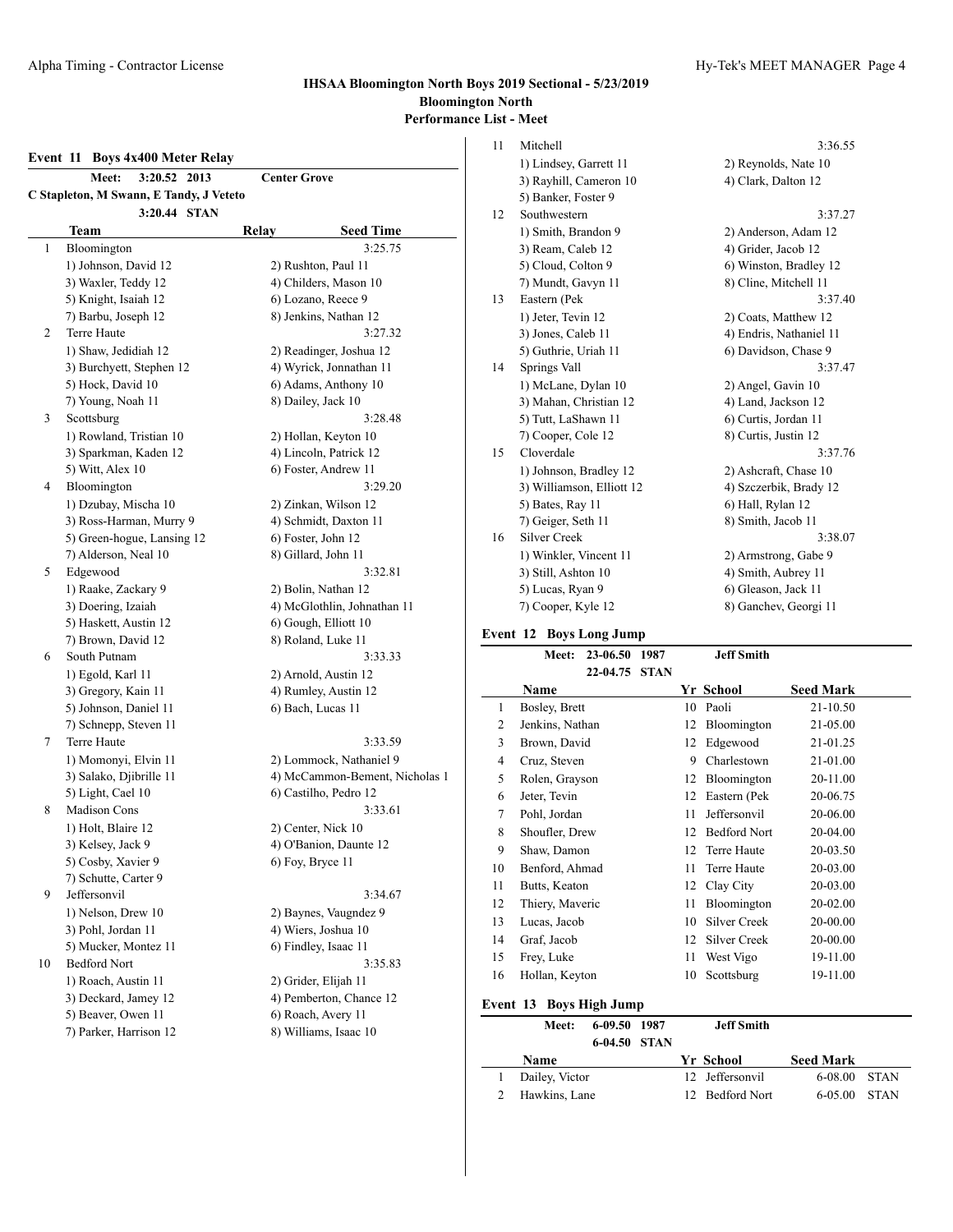# IHSAA Bloomington North Boys 2019 Sectional - 5/23/2019

## Bloomington North

### Performance List - Meet

#### Event 11 Boys 4x400 Meter Relay

**Meet: 3:20.52 2013 Center Grove**
**C Stapleton, M Swann, E Tandy, J Veteto**
**3:20.44 STAN**

| | Team | Relay | Seed Time |
|---|---|---|---|
| 1 | Bloomington | | 3:25.75 |
| | 1) Johnson, David 12 | 2) Rushton, Paul 11 | |
| | 3) Waxler, Teddy 12 | 4) Childers, Mason 10 | |
| | 5) Knight, Isaiah 12 | 6) Lozano, Reece 9 | |
| | 7) Barbu, Joseph 12 | 8) Jenkins, Nathan 12 | |
| 2 | Terre Haute | | 3:27.32 |
| | 1) Shaw, Jedidiah 12 | 2) Readinger, Joshua 12 | |
| | 3) Burchyett, Stephen 12 | 4) Wyrick, Jonnathan 11 | |
| | 5) Hock, David 10 | 6) Adams, Anthony 10 | |
| | 7) Young, Noah 11 | 8) Dailey, Jack 10 | |
| 3 | Scottsburg | | 3:28.48 |
| | 1) Rowland, Tristian 10 | 2) Hollan, Keyton 10 | |
| | 3) Sparkman, Kaden 12 | 4) Lincoln, Patrick 12 | |
| | 5) Witt, Alex 10 | 6) Foster, Andrew 11 | |
| 4 | Bloomington | | 3:29.20 |
| | 1) Dzubay, Mischa 10 | 2) Zinkan, Wilson 12 | |
| | 3) Ross-Harman, Murry 9 | 4) Schmidt, Daxton 11 | |
| | 5) Green-hogue, Lansing 12 | 6) Foster, John 12 | |
| | 7) Alderson, Neal 10 | 8) Gillard, John 11 | |
| 5 | Edgewood | | 3:32.81 |
| | 1) Raake, Zackary 9 | 2) Bolin, Nathan 12 | |
| | 3) Doering, Izaiah | 4) McGlothlin, Johnathan 11 | |
| | 5) Haskett, Austin 12 | 6) Gough, Elliott 10 | |
| | 7) Brown, David 12 | 8) Roland, Luke 11 | |
| 6 | South Putnam | | 3:33.33 |
| | 1) Egold, Karl 11 | 2) Arnold, Austin 12 | |
| | 3) Gregory, Kain 11 | 4) Rumley, Austin 12 | |
| | 5) Johnson, Daniel 11 | 6) Bach, Lucas 11 | |
| | 7) Schnepp, Steven 11 | | |
| 7 | Terre Haute | | 3:33.59 |
| | 1) Momonyi, Elvin 11 | 2) Lommock, Nathaniel 9 | |
| | 3) Salako, Djibrille 11 | 4) McCammon-Bement, Nicholas 1 | |
| | 5) Light, Cael 10 | 6) Castilho, Pedro 12 | |
| 8 | Madison Cons | | 3:33.61 |
| | 1) Holt, Blaire 12 | 2) Center, Nick 10 | |
| | 3) Kelsey, Jack 9 | 4) O'Banion, Daunte 12 | |
| | 5) Cosby, Xavier 9 | 6) Foy, Bryce 11 | |
| | 7) Schutte, Carter 9 | | |
| 9 | Jeffersonvil | | 3:34.67 |
| | 1) Nelson, Drew 10 | 2) Baynes, Vaugndez 9 | |
| | 3) Pohl, Jordan 11 | 4) Wiers, Joshua 10 | |
| | 5) Mucker, Montez 11 | 6) Findley, Isaac 11 | |
| 10 | Bedford Nort | | 3:35.83 |
| | 1) Roach, Austin 11 | 2) Grider, Elijah 11 | |
| | 3) Deckard, Jamey 12 | 4) Pemberton, Chance 12 | |
| | 5) Beaver, Owen 11 | 6) Roach, Avery 11 | |
| | 7) Parker, Harrison 12 | 8) Williams, Isaac 10 | |
| 11 | Mitchell | | 3:36.55 |
| | 1) Lindsey, Garrett 11 | 2) Reynolds, Nate 10 | |
| | 3) Rayhill, Cameron 10 | 4) Clark, Dalton 12 | |
| | 5) Banker, Foster 9 | | |
| 12 | Southwestern | | 3:37.27 |
| | 1) Smith, Brandon 9 | 2) Anderson, Adam 12 | |
| | 3) Ream, Caleb 12 | 4) Grider, Jacob 12 | |
| | 5) Cloud, Colton 9 | 6) Winston, Bradley 12 | |
| | 7) Mundt, Gavyn 11 | 8) Cline, Mitchell 11 | |
| 13 | Eastern (Pek | | 3:37.40 |
| | 1) Jeter, Tevin 12 | 2) Coats, Matthew 12 | |
| | 3) Jones, Caleb 11 | 4) Endris, Nathaniel 11 | |
| | 5) Guthrie, Uriah 11 | 6) Davidson, Chase 9 | |
| 14 | Springs Vall | | 3:37.47 |
| | 1) McLane, Dylan 10 | 2) Angel, Gavin 10 | |
| | 3) Mahan, Christian 12 | 4) Land, Jackson 12 | |
| | 5) Tutt, LaShawn 11 | 6) Curtis, Jordan 11 | |
| | 7) Cooper, Cole 12 | 8) Curtis, Justin 12 | |
| 15 | Cloverdale | | 3:37.76 |
| | 1) Johnson, Bradley 12 | 2) Ashcraft, Chase 10 | |
| | 3) Williamson, Elliott 12 | 4) Szczerbik, Brady 12 | |
| | 5) Bates, Ray 11 | 6) Hall, Rylan 12 | |
| | 7) Geiger, Seth 11 | 8) Smith, Jacob 11 | |
| 16 | Silver Creek | | 3:38.07 |
| | 1) Winkler, Vincent 11 | 2) Armstrong, Gabe 9 | |
| | 3) Still, Ashton 10 | 4) Smith, Aubrey 11 | |
| | 5) Lucas, Ryan 9 | 6) Gleason, Jack 11 | |
| | 7) Cooper, Kyle 12 | 8) Ganchev, Georgi 11 | |

#### Event 12 Boys Long Jump

**Meet: 23-06.50 1987 Jeff Smith**
**22-04.75 STAN**

| | Name | Yr | School | Seed Mark |
|---|---|---|---|---|
| 1 | Bosley, Brett | 10 | Paoli | 21-10.50 |
| 2 | Jenkins, Nathan | 12 | Bloomington | 21-05.00 |
| 3 | Brown, David | 12 | Edgewood | 21-01.25 |
| 4 | Cruz, Steven | 9 | Charlestown | 21-01.00 |
| 5 | Rolen, Grayson | 12 | Bloomington | 20-11.00 |
| 6 | Jeter, Tevin | 12 | Eastern (Pek | 20-06.75 |
| 7 | Pohl, Jordan | 11 | Jeffersonvil | 20-06.00 |
| 8 | Shoufler, Drew | 12 | Bedford Nort | 20-04.00 |
| 9 | Shaw, Damon | 12 | Terre Haute | 20-03.50 |
| 10 | Benford, Ahmad | 11 | Terre Haute | 20-03.00 |
| 11 | Butts, Keaton | 12 | Clay City | 20-03.00 |
| 12 | Thiery, Maveric | 11 | Bloomington | 20-02.00 |
| 13 | Lucas, Jacob | 10 | Silver Creek | 20-00.00 |
| 14 | Graf, Jacob | 12 | Silver Creek | 20-00.00 |
| 15 | Frey, Luke | 11 | West Vigo | 19-11.00 |
| 16 | Hollan, Keyton | 10 | Scottsburg | 19-11.00 |

#### Event 13 Boys High Jump

**Meet: 6-09.50 1987 Jeff Smith**
**6-04.50 STAN**

| | Name | Yr | School | Seed Mark | |
|---|---|---|---|---|---|
| 1 | Dailey, Victor | 12 | Jeffersonvil | 6-08.00 | STAN |
| 2 | Hawkins, Lane | 12 | Bedford Nort | 6-05.00 | STAN |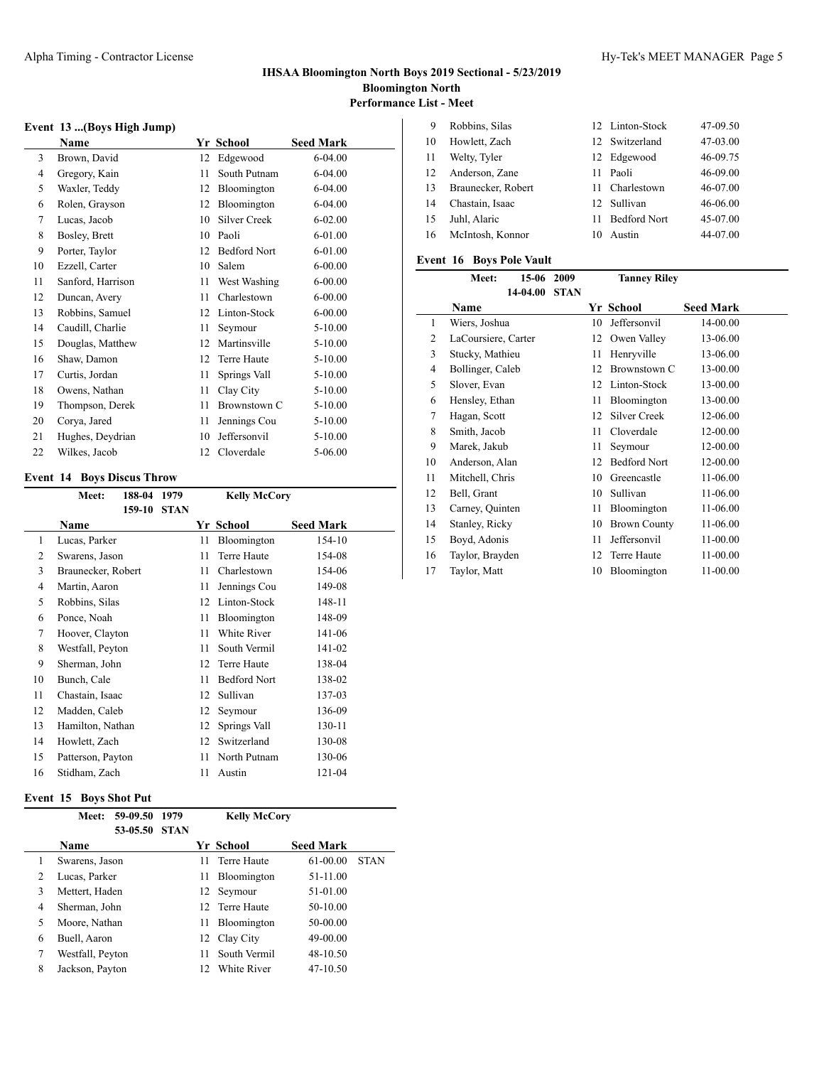# IHSAA Bloomington North Boys 2019 Sectional - 5/23/2019

## Bloomington North

## Performance List - Meet

### Event 13 ...(Boys High Jump)

| | Name | Yr | School | Seed Mark |
|---|---|---|---|---|
| 3 | Brown, David | 12 | Edgewood | 6-04.00 |
| 4 | Gregory, Kain | 11 | South Putnam | 6-04.00 |
| 5 | Waxler, Teddy | 12 | Bloomington | 6-04.00 |
| 6 | Rolen, Grayson | 12 | Bloomington | 6-04.00 |
| 7 | Lucas, Jacob | 10 | Silver Creek | 6-02.00 |
| 8 | Bosley, Brett | 10 | Paoli | 6-01.00 |
| 9 | Porter, Taylor | 12 | Bedford Nort | 6-01.00 |
| 10 | Ezzell, Carter | 10 | Salem | 6-00.00 |
| 11 | Sanford, Harrison | 11 | West Washing | 6-00.00 |
| 12 | Duncan, Avery | 11 | Charlestown | 6-00.00 |
| 13 | Robbins, Samuel | 12 | Linton-Stock | 6-00.00 |
| 14 | Caudill, Charlie | 11 | Seymour | 5-10.00 |
| 15 | Douglas, Matthew | 12 | Martinsville | 5-10.00 |
| 16 | Shaw, Damon | 12 | Terre Haute | 5-10.00 |
| 17 | Curtis, Jordan | 11 | Springs Vall | 5-10.00 |
| 18 | Owens, Nathan | 11 | Clay City | 5-10.00 |
| 19 | Thompson, Derek | 11 | Brownstown C | 5-10.00 |
| 20 | Corya, Jared | 11 | Jennings Cou | 5-10.00 |
| 21 | Hughes, Deydrian | 10 | Jeffersonvil | 5-10.00 |
| 22 | Wilkes, Jacob | 12 | Cloverdale | 5-06.00 |

### Event 14 Boys Discus Throw

Meet: 188-04 1979 Kelly McCory
159-10 STAN

| | Name | Yr | School | Seed Mark |
|---|---|---|---|---|
| 1 | Lucas, Parker | 11 | Bloomington | 154-10 |
| 2 | Swarens, Jason | 11 | Terre Haute | 154-08 |
| 3 | Braunecker, Robert | 11 | Charlestown | 154-06 |
| 4 | Martin, Aaron | 11 | Jennings Cou | 149-08 |
| 5 | Robbins, Silas | 12 | Linton-Stock | 148-11 |
| 6 | Ponce, Noah | 11 | Bloomington | 148-09 |
| 7 | Hoover, Clayton | 11 | White River | 141-06 |
| 8 | Westfall, Peyton | 11 | South Vermil | 141-02 |
| 9 | Sherman, John | 12 | Terre Haute | 138-04 |
| 10 | Bunch, Cale | 11 | Bedford Nort | 138-02 |
| 11 | Chastain, Isaac | 12 | Sullivan | 137-03 |
| 12 | Madden, Caleb | 12 | Seymour | 136-09 |
| 13 | Hamilton, Nathan | 12 | Springs Vall | 130-11 |
| 14 | Howlett, Zach | 12 | Switzerland | 130-08 |
| 15 | Patterson, Payton | 11 | North Putnam | 130-06 |
| 16 | Stidham, Zach | 11 | Austin | 121-04 |

### Event 15 Boys Shot Put

Meet: 59-09.50 1979 Kelly McCory
53-05.50 STAN

| | Name | Yr | School | Seed Mark | |
|---|---|---|---|---|---|
| 1 | Swarens, Jason | 11 | Terre Haute | 61-00.00 | STAN |
| 2 | Lucas, Parker | 11 | Bloomington | 51-11.00 | |
| 3 | Mettert, Haden | 12 | Seymour | 51-01.00 | |
| 4 | Sherman, John | 12 | Terre Haute | 50-10.00 | |
| 5 | Moore, Nathan | 11 | Bloomington | 50-00.00 | |
| 6 | Buell, Aaron | 12 | Clay City | 49-00.00 | |
| 7 | Westfall, Peyton | 11 | South Vermil | 48-10.50 | |
| 8 | Jackson, Payton | 12 | White River | 47-10.50 | |
| 9 | Robbins, Silas | 12 | Linton-Stock | 47-09.50 | |
| 10 | Howlett, Zach | 12 | Switzerland | 47-03.00 | |
| 11 | Welty, Tyler | 12 | Edgewood | 46-09.75 | |
| 12 | Anderson, Zane | 11 | Paoli | 46-09.00 | |
| 13 | Braunecker, Robert | 11 | Charlestown | 46-07.00 | |
| 14 | Chastain, Isaac | 12 | Sullivan | 46-06.00 | |
| 15 | Juhl, Alaric | 11 | Bedford Nort | 45-07.00 | |
| 16 | McIntosh, Konnor | 10 | Austin | 44-07.00 | |

### Event 16 Boys Pole Vault

Meet: 15-06 2009 Tanney Riley
14-04.00 STAN

| | Name | Yr | School | Seed Mark |
|---|---|---|---|---|
| 1 | Wiers, Joshua | 10 | Jeffersonvil | 14-00.00 |
| 2 | LaCoursiere, Carter | 12 | Owen Valley | 13-06.00 |
| 3 | Stucky, Mathieu | 11 | Henryville | 13-06.00 |
| 4 | Bollinger, Caleb | 12 | Brownstown C | 13-00.00 |
| 5 | Slover, Evan | 12 | Linton-Stock | 13-00.00 |
| 6 | Hensley, Ethan | 11 | Bloomington | 13-00.00 |
| 7 | Hagan, Scott | 12 | Silver Creek | 12-06.00 |
| 8 | Smith, Jacob | 11 | Cloverdale | 12-00.00 |
| 9 | Marek, Jakub | 11 | Seymour | 12-00.00 |
| 10 | Anderson, Alan | 12 | Bedford Nort | 12-00.00 |
| 11 | Mitchell, Chris | 10 | Greencastle | 11-06.00 |
| 12 | Bell, Grant | 10 | Sullivan | 11-06.00 |
| 13 | Carney, Quinten | 11 | Bloomington | 11-06.00 |
| 14 | Stanley, Ricky | 10 | Brown County | 11-06.00 |
| 15 | Boyd, Adonis | 11 | Jeffersonvil | 11-00.00 |
| 16 | Taylor, Brayden | 12 | Terre Haute | 11-00.00 |
| 17 | Taylor, Matt | 10 | Bloomington | 11-00.00 |